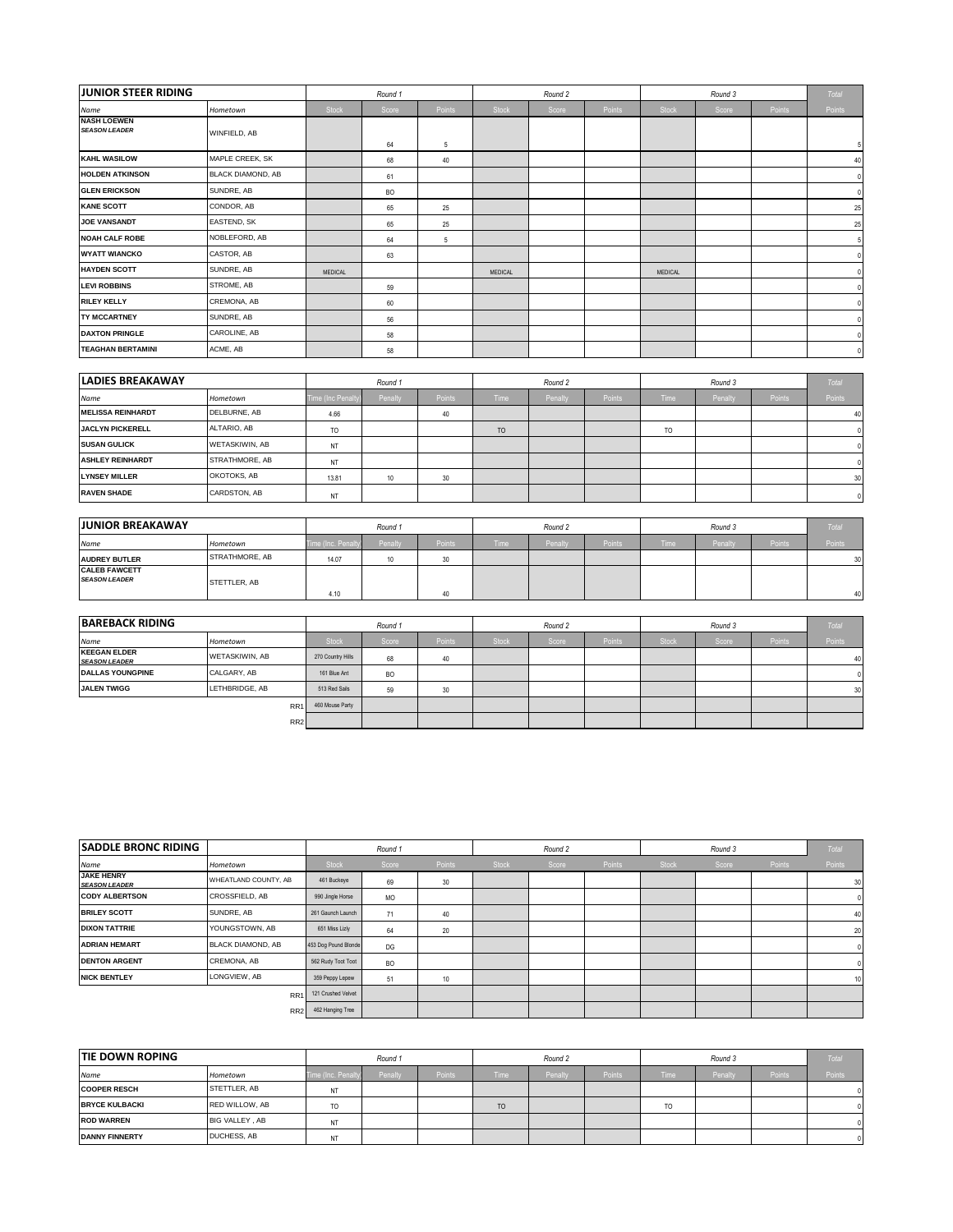## JUNIOR STEER RIDING

| Name | Hometown | Round 1 Stock | Round 1 Score | Round 1 Points | Round 2 Stock | Round 2 Score | Round 2 Points | Round 3 Stock | Round 3 Score | Round 3 Points | Total Points |
|---|---|---|---|---|---|---|---|---|---|---|---|
| NASH LOEWEN *SEASON LEADER* | WINFIELD, AB | | 64 | 5 | | | | | | | 5 |
| KAHL WASILOW | MAPLE CREEK, SK | | 68 | 40 | | | | | | | 40 |
| HOLDEN ATKINSON | BLACK DIAMOND, AB | | 61 | | | | | | | | 0 |
| GLEN ERICKSON | SUNDRE, AB | | BO | | | | | | | | 0 |
| KANE SCOTT | CONDOR, AB | | 65 | 25 | | | | | | | 25 |
| JOE VANSANDT | EASTEND, SK | | 65 | 25 | | | | | | | 25 |
| NOAH CALF ROBE | NOBLEFORD, AB | | 64 | 5 | | | | | | | 5 |
| WYATT WIANCKO | CASTOR, AB | | 63 | | | | | | | | 0 |
| HAYDEN SCOTT | SUNDRE, AB | MEDICAL | | | MEDICAL | | | MEDICAL | | | 0 |
| LEVI ROBBINS | STROME, AB | | 59 | | | | | | | | 0 |
| RILEY KELLY | CREMONA, AB | | 60 | | | | | | | | 0 |
| TY MCCARTNEY | SUNDRE, AB | | 56 | | | | | | | | 0 |
| DAXTON PRINGLE | CAROLINE, AB | | 58 | | | | | | | | 0 |
| TEAGHAN BERTAMINI | ACME, AB | | 58 | | | | | | | | 0 |

## LADIES BREAKAWAY

| Name | Hometown | Round 1 Time (Inc Penalty) | Round 1 Penalty | Round 1 Points | Round 2 Time | Round 2 Penalty | Round 2 Points | Round 3 Time | Round 3 Penalty | Round 3 Points | Total Points |
|---|---|---|---|---|---|---|---|---|---|---|---|
| MELISSA REINHARDT | DELBURNE, AB | 4.66 | | 40 | | | | | | | 40 |
| JACLYN PICKERELL | ALTARIO, AB | TO | | | TO | | | TO | | | 0 |
| SUSAN GULICK | WETASKIWIN, AB | NT | | | | | | | | | 0 |
| ASHLEY REINHARDT | STRATHMORE, AB | NT | | | | | | | | | 0 |
| LYNSEY MILLER | OKOTOKS, AB | 13.81 | 10 | 30 | | | | | | | 30 |
| RAVEN SHADE | CARDSTON, AB | NT | | | | | | | | | 0 |

## JUNIOR BREAKAWAY

| Name | Hometown | Round 1 Time (Inc. Penalty) | Round 1 Penalty | Round 1 Points | Round 2 Time | Round 2 Penalty | Round 2 Points | Round 3 Time | Round 3 Penalty | Round 3 Points | Total Points |
|---|---|---|---|---|---|---|---|---|---|---|---|
| AUDREY BUTLER | STRATHMORE, AB | 14.07 | 10 | 30 | | | | | | | 30 |
| CALEB FAWCETT *SEASON LEADER* | STETTLER, AB | 4.10 | | 40 | | | | | | | 40 |

## BAREBACK RIDING

| Name | Hometown | Round 1 Stock | Round 1 Score | Round 1 Points | Round 2 Stock | Round 2 Score | Round 2 Points | Round 3 Stock | Round 3 Score | Round 3 Points | Total Points |
|---|---|---|---|---|---|---|---|---|---|---|---|
| KEEGAN ELDER *SEASON LEADER* | WETASKIWIN, AB | 270 Country Hills | 68 | 40 | | | | | | | 40 |
| DALLAS YOUNGPINE | CALGARY, AB | 161 Blue Ant | BO | | | | | | | | 0 |
| JALEN TWIGG | LETHBRIDGE, AB | 513 Red Sails | 59 | 30 | | | | | | | 30 |
| | RR1 | 460 Mouse Party | | | | | | | | | |
| | RR2 | | | | | | | | | | |

## SADDLE BRONC RIDING

| Name | Hometown | Round 1 Stock | Round 1 Score | Round 1 Points | Round 2 Stock | Round 2 Score | Round 2 Points | Round 3 Stock | Round 3 Score | Round 3 Points | Total Points |
|---|---|---|---|---|---|---|---|---|---|---|---|
| JAKE HENRY *SEASON LEADER* | WHEATLAND COUNTY, AB | 461 Buckeye | 69 | 30 | | | | | | | 30 |
| CODY ALBERTSON | CROSSFIELD, AB | 990 Jingle Horse | MO | | | | | | | | 0 |
| BRILEY SCOTT | SUNDRE, AB | 261 Gaunch Launch | 71 | 40 | | | | | | | 40 |
| DIXON TATTRIE | YOUNGSTOWN, AB | 651 Miss Lizly | 64 | 20 | | | | | | | 20 |
| ADRIAN HEMART | BLACK DIAMOND, AB | 453 Dog Pound Blonde | DG | | | | | | | | 0 |
| DENTON ARGENT | CREMONA, AB | 562 Rudy Toot Toot | BO | | | | | | | | 0 |
| NICK BENTLEY | LONGVIEW, AB | 359 Peppy Lepew | 51 | 10 | | | | | | | 10 |
| | RR1 | 121 Crushed Velvet | | | | | | | | | |
| | RR2 | 462 Hanging Tree | | | | | | | | | |

## TIE DOWN ROPING

| Name | Hometown | Round 1 Time (Inc. Penalty) | Round 1 Penalty | Round 1 Points | Round 2 Time | Round 2 Penalty | Round 2 Points | Round 3 Time | Round 3 Penalty | Round 3 Points | Total Points |
|---|---|---|---|---|---|---|---|---|---|---|---|
| COOPER RESCH | STETTLER, AB | NT | | | | | | | | | 0 |
| BRYCE KULBACKI | RED WILLOW, AB | TO | | | TO | | | TO | | | 0 |
| ROD WARREN | BIG VALLEY , AB | NT | | | | | | | | | 0 |
| DANNY FINNERTY | DUCHESS, AB | NT | | | | | | | | | 0 |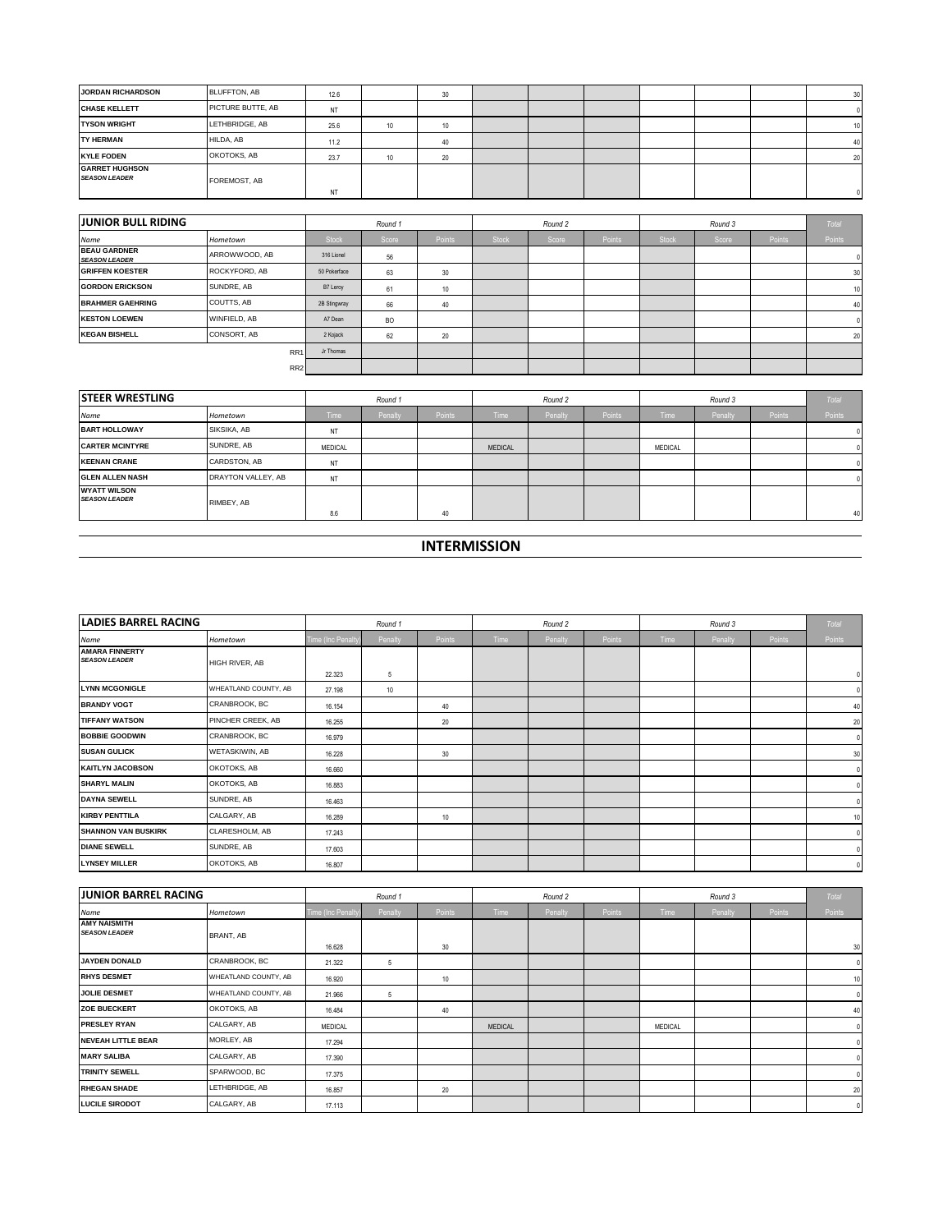| | | | | | | | | | | | |
|---|---|---|---|---|---|---|---|---|---|---|---|
| **JORDAN RICHARDSON** | BLUFFTON, AB | 12.6 | | 30 | | | | | | | 30 |
| **CHASE KELLETT** | PICTURE BUTTE, AB | NT | | | | | | | | | 0 |
| **TYSON WRIGHT** | LETHBRIDGE, AB | 25.6 | 10 | 10 | | | | | | | 10 |
| **TY HERMAN** | HILDA, AB | 11.2 | | 40 | | | | | | | 40 |
| **KYLE FODEN** | OKOTOKS, AB | 23.7 | 10 | 20 | | | | | | | 20 |
| **GARRET HUGHSON** *SEASON LEADER* | FOREMOST, AB | NT | | | | | | | | | 0 |

| **JUNIOR BULL RIDING** | | *Round 1* | | | *Round 2* | | | *Round 3* | | | *Total* |
|---|---|---|---|---|---|---|---|---|---|---|---|
| *Name* | *Hometown* | Stock | Score | Points | Stock | Score | Points | Stock | Score | Points | Points |
| **BEAU GARDNER** *SEASON LEADER* | ARROWWOOD, AB | 316 Lionel | 56 | | | | | | | | 0 |
| **GRIFFEN KOESTER** | ROCKYFORD, AB | 50 Pokerface | 63 | 30 | | | | | | | 30 |
| **GORDON ERICKSON** | SUNDRE, AB | B7 Leroy | 61 | 10 | | | | | | | 10 |
| **BRAHMER GAEHRING** | COUTTS, AB | 2B Stingway | 66 | 40 | | | | | | | 40 |
| **KESTON LOEWEN** | WINFIELD, AB | A7 Dean | BO | | | | | | | | 0 |
| **KEGAN BISHELL** | CONSORT, AB | 2 Kojack | 62 | 20 | | | | | | | 20 |
| | RR1 | Jr Thomas | | | | | | | | | |
| | RR2 | | | | | | | | | | |

| **STEER WRESTLING** | | *Round 1* | | | *Round 2* | | | *Round 3* | | | *Total* |
|---|---|---|---|---|---|---|---|---|---|---|---|
| *Name* | *Hometown* | Time | Penalty | Points | Time | Penalty | Points | Time | Penalty | Points | Points |
| **BART HOLLOWAY** | SIKSIKA, AB | NT | | | | | | | | | 0 |
| **CARTER MCINTYRE** | SUNDRE, AB | MEDICAL | | | MEDICAL | | | MEDICAL | | | 0 |
| **KEENAN CRANE** | CARDSTON, AB | NT | | | | | | | | | 0 |
| **GLEN ALLEN NASH** | DRAYTON VALLEY, AB | NT | | | | | | | | | 0 |
| **WYATT WILSON** *SEASON LEADER* | RIMBEY, AB | 8.6 | | 40 | | | | | | | 40 |

## INTERMISSION

| **LADIES BARREL RACING** | | *Round 1* | | | *Round 2* | | | *Round 3* | | | *Total* |
|---|---|---|---|---|---|---|---|---|---|---|---|
| *Name* | *Hometown* | Time (Inc Penalty) | Penalty | Points | Time | Penalty | Points | Time | Penalty | Points | Points |
| **AMARA FINNERTY** *SEASON LEADER* | HIGH RIVER, AB | 22.323 | 5 | | | | | | | | 0 |
| **LYNN MCGONIGLE** | WHEATLAND COUNTY, AB | 27.198 | 10 | | | | | | | | 0 |
| **BRANDY VOGT** | CRANBROOK, BC | 16.154 | | 40 | | | | | | | 40 |
| **TIFFANY WATSON** | PINCHER CREEK, AB | 16.255 | | 20 | | | | | | | 20 |
| **BOBBIE GOODWIN** | CRANBROOK, BC | 16.979 | | | | | | | | | 0 |
| **SUSAN GULICK** | WETASKIWIN, AB | 16.228 | | 30 | | | | | | | 30 |
| **KAITLYN JACOBSON** | OKOTOKS, AB | 16.660 | | | | | | | | | 0 |
| **SHARYL MALIN** | OKOTOKS, AB | 16.883 | | | | | | | | | 0 |
| **DAYNA SEWELL** | SUNDRE, AB | 16.463 | | | | | | | | | 0 |
| **KIRBY PENTTILA** | CALGARY, AB | 16.289 | | 10 | | | | | | | 10 |
| **SHANNON VAN BUSKIRK** | CLARESHOLM, AB | 17.243 | | | | | | | | | 0 |
| **DIANE SEWELL** | SUNDRE, AB | 17.603 | | | | | | | | | 0 |
| **LYNSEY MILLER** | OKOTOKS, AB | 16.807 | | | | | | | | | 0 |

| **JUNIOR BARREL RACING** | | *Round 1* | | | *Round 2* | | | *Round 3* | | | *Total* |
|---|---|---|---|---|---|---|---|---|---|---|---|
| *Name* | *Hometown* | Time (Inc Penalty) | Penalty | Points | Time | Penalty | Points | Time | Penalty | Points | Points |
| **AMY NAISMITH** *SEASON LEADER* | BRANT, AB | 16.628 | | 30 | | | | | | | 30 |
| **JAYDEN DONALD** | CRANBROOK, BC | 21.322 | 5 | | | | | | | | 0 |
| **RHYS DESMET** | WHEATLAND COUNTY, AB | 16.920 | | 10 | | | | | | | 10 |
| **JOLIE DESMET** | WHEATLAND COUNTY, AB | 21.966 | 5 | | | | | | | | 0 |
| **ZOE BUECKERT** | OKOTOKS, AB | 16.484 | | 40 | | | | | | | 40 |
| **PRESLEY RYAN** | CALGARY, AB | MEDICAL | | | MEDICAL | | | MEDICAL | | | 0 |
| **NEVEAH LITTLE BEAR** | MORLEY, AB | 17.294 | | | | | | | | | 0 |
| **MARY SALIBA** | CALGARY, AB | 17.390 | | | | | | | | | 0 |
| **TRINITY SEWELL** | SPARWOOD, BC | 17.375 | | | | | | | | | 0 |
| **RHEGAN SHADE** | LETHBRIDGE, AB | 16.857 | | 20 | | | | | | | 20 |
| **LUCILE SIRODOT** | CALGARY, AB | 17.113 | | | | | | | | | 0 |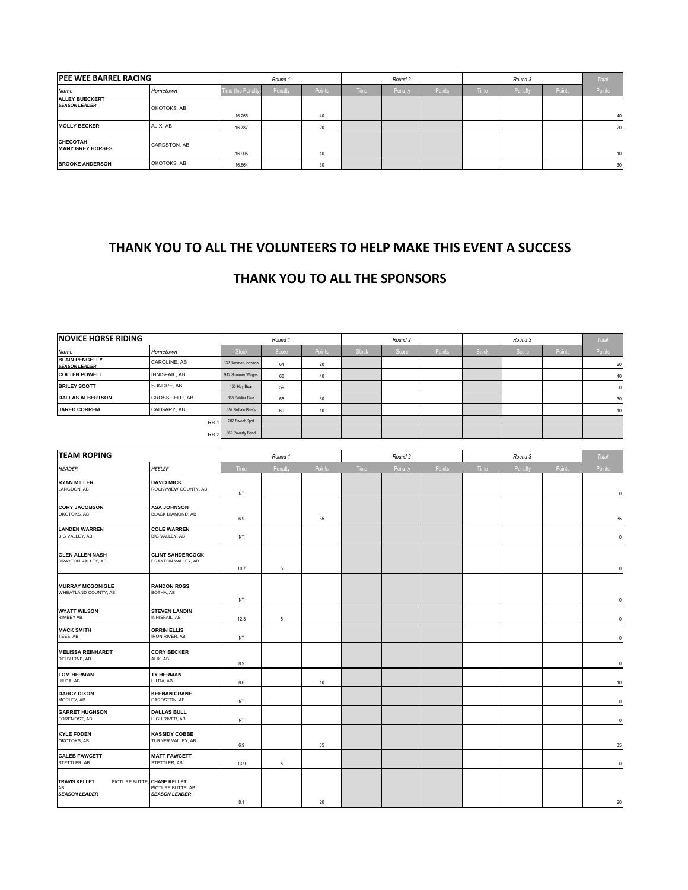| PEE WEE BARREL RACING | | Round 1 | | | Round 2 | | | Round 3 | | | Total |
|---|---|---|---|---|---|---|---|---|---|---|---|
| *Name* | *Hometown* | Time (Inc Penalty) | Penalty | Points | Time | Penalty | Points | Time | Penalty | Points | Points |
| **ALLEY BUECKERT** ***SEASON LEADER*** | OKOTOKS, AB | 16.266 | | 40 | | | | | | | 40 |
| **MOLLY BECKER** | ALIX, AB | 16.787 | | 20 | | | | | | | 20 |
| **CHECOTAH MANY GREY HORSES** | CARDSTON, AB | 16.905 | | 10 | | | | | | | 10 |
| **BROOKE ANDERSON** | OKOTOKS, AB | 16.664 | | 30 | | | | | | | 30 |

## THANK YOU TO ALL THE VOLUNTEERS TO HELP MAKE THIS EVENT A SUCCESS

## THANK YOU TO ALL THE SPONSORS

| NOVICE HORSE RIDING | | Round 1 | | | Round 2 | | | Round 3 | | | Total |
|---|---|---|---|---|---|---|---|---|---|---|---|
| *Name* | *Hometown* | Stock | Score | Points | Stock | Score | Points | Stock | Score | Points | Points |
| **BLAIN PENGELLY** ***SEASON LEADER*** | CAROLINE, AB | 032 Boomer Johnson | 64 | 20 | | | | | | | 20 |
| **COLTEN POWELL** | INNISFAIL, AB | 912 Summer Wages | 68 | 40 | | | | | | | 40 |
| **BRILEY SCOTT** | SUNDRE, AB | 153 Hay Bear | 59 | | | | | | | | 0 |
| **DALLAS ALBERTSON** | CROSSFIELD, AB | 368 Soldier Blue | 65 | 30 | | | | | | | 30 |
| **JARED CORREIA** | CALGARY, AB | 352 Buffalo Briefs | 60 | 10 | | | | | | | 10 |
| | RR 1 | 202 Sweet Spot | | | | | | | | | |
| | RR 2 | 362 Poverty Bend | | | | | | | | | |

| TEAM ROPING | | Round 1 | | | Round 2 | | | Round 3 | | | Total |
|---|---|---|---|---|---|---|---|---|---|---|---|
| *HEADER* | *HEELER* | Time | Penalty | Points | Time | Penalty | Points | Time | Penalty | Points | Points |
| **RYAN MILLER** LANGDON, AB | **DAVID MICK** ROCKYVIEW COUNTY, AB | NT | | | | | | | | | 0 |
| **CORY JACOBSON** OKOTOKS, AB | **ASA JOHNSON** BLACK DIAMOND, AB | 6.9 | | 35 | | | | | | | 35 |
| **LANDEN WARREN** BIG VALLEY, AB | **COLE WARREN** BIG VALLEY, AB | NT | | | | | | | | | 0 |
| **GLEN ALLEN NASH** DRAYTON VALLEY, AB | **CLINT SANDERCOCK** DRAYTON VALLEY, AB | 10.7 | 5 | | | | | | | | 0 |
| **MURRAY MCGONIGLE** WHEATLAND COUNTY, AB | **RANDON ROSS** BOTHA, AB | NT | | | | | | | | | 0 |
| **WYATT WILSON** RIMBEY AB | **STEVEN LANDIN** INNISFAIL, AB | 12.3 | 5 | | | | | | | | 0 |
| **MACK SMITH** TEES, AB | **ORRIN ELLIS** IRON RIVER, AB | NT | | | | | | | | | 0 |
| **MELISSA REINHARDT** DELBURNE, AB | **CORY BECKER** ALIX, AB | 8.9 | | | | | | | | | 0 |
| **TOM HERMAN** HILDA, AB | **TY HERMAN** HILDA, AB | 8.6 | | 10 | | | | | | | 10 |
| **DARCY DIXON** MORLEY, AB | **KEENAN CRANE** CARDSTON, AB | NT | | | | | | | | | 0 |
| **GARRET HUGHSON** FOREMOST, AB | **DALLAS BULL** HIGH RIVER, AB | NT | | | | | | | | | 0 |
| **KYLE FODEN** OKOTOKS, AB | **KASSIDY COBBE** TURNER VALLEY, AB | 6.9 | | 35 | | | | | | | 35 |
| **CALEB FAWCETT** STETTLER, AB | **MATT FAWCETT** STETTLER, AB | 13.9 | 5 | | | | | | | | 0 |
| **TRAVIS KELLET** PICTURE BUTTE, AB ***SEASON LEADER*** | **CHASE KELLET** PICTURE BUTTE, AB ***SEASON LEADER*** | 8.1 | | 20 | | | | | | | 20 |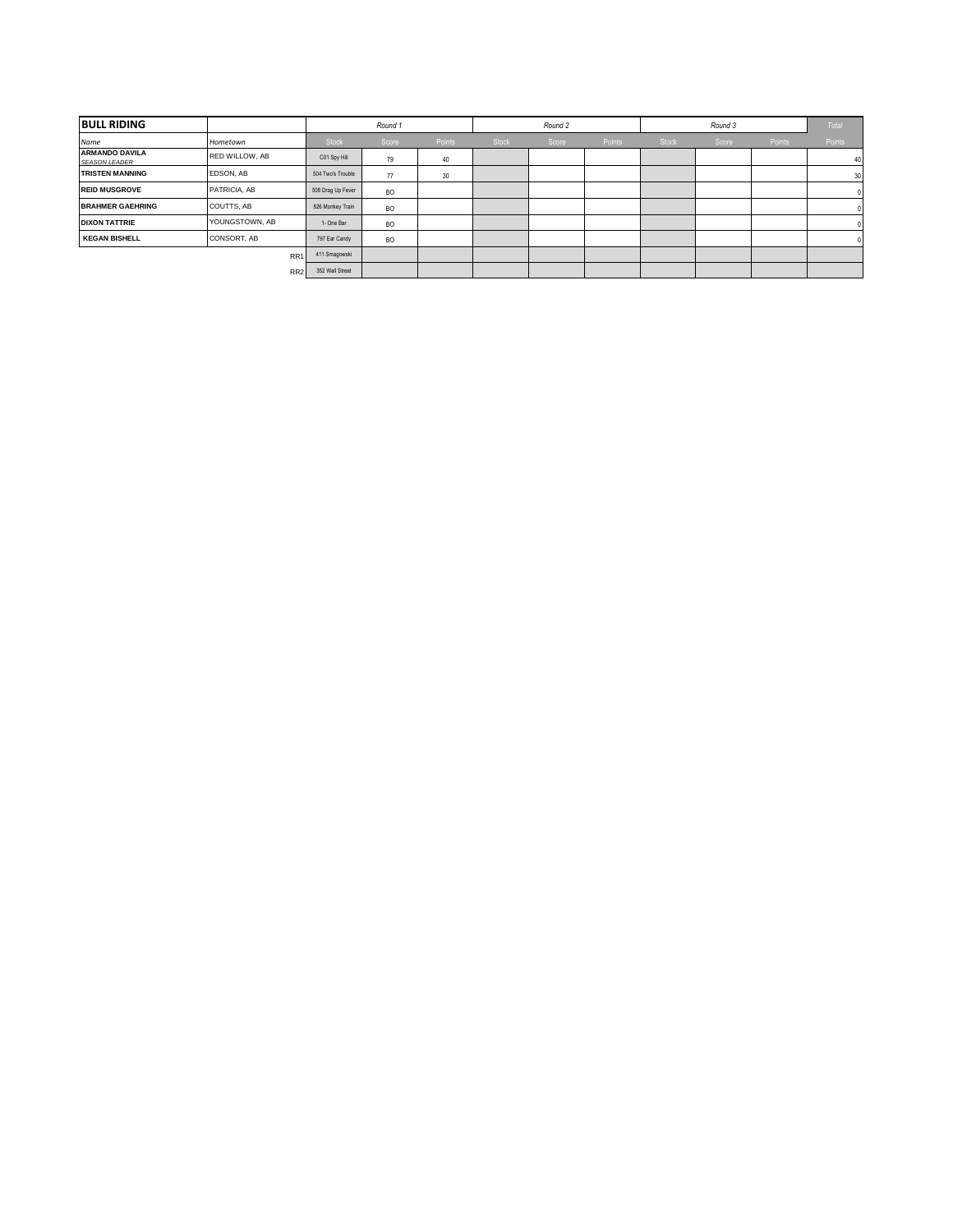| BULL RIDING | | Round 1 | | | Round 2 | | | Round 3 | | | Total |
|---|---|---|---|---|---|---|---|---|---|---|---|
| *Name* | *Hometown* | Stock | Score | Points | Stock | Score | Points | Stock | Score | Points | Points |
| **ARMANDO DAVILA** *SEASON LEADER* | RED WILLOW, AB | C01 Spy Hill | 79 | 40 | | | | | | | 40 |
| **TRISTEN MANNING** | EDSON, AB | 504 Two's Trouble | 77 | 30 | | | | | | | 30 |
| **REID MUSGROVE** | PATRICIA, AB | 508 Drag Up Fever | BO | | | | | | | | 0 |
| **BRAHMER GAEHRING** | COUTTS, AB | 826 Monkey Train | BO | | | | | | | | 0 |
| **DIXON TATTRIE** | YOUNGSTOWN, AB | 1- One Bar | BO | | | | | | | | 0 |
| **KEGAN BISHELL** | CONSORT, AB | 797 Ear Candy | BO | | | | | | | | 0 |
| | RR1 | 411 Smagowski | | | | | | | | | |
| | RR2 | 352 Wall Street | | | | | | | | | |